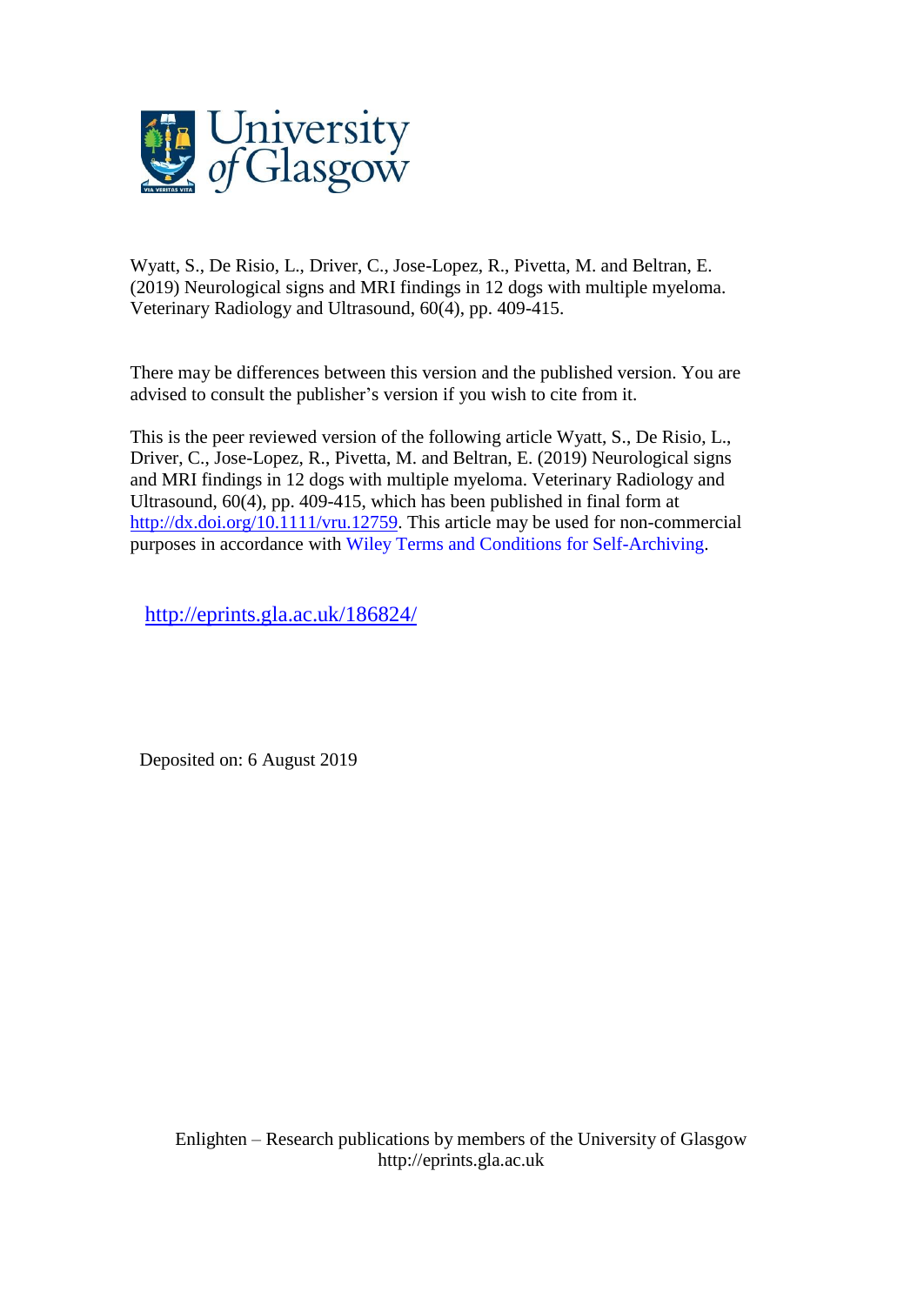University of Glasgow

Wyatt, S., De Risio, L., Driver, C., Jose-Lopez, R., Pivetta, M. and Beltran, E. (2019) Neurological signs and MRI findings in 12 dogs with multiple myeloma. Veterinary Radiology and Ultrasound, 60(4), pp. 409-415.

There may be differences between this version and the published version. You are advised to consult the publisher's version if you wish to cite from it.

This is the peer reviewed version of the following article Wyatt, S., De Risio, L., Driver, C., Jose-Lopez, R., Pivetta, M. and Beltran, E. (2019) Neurological signs and MRI findings in 12 dogs with multiple myeloma. Veterinary Radiology and Ultrasound, 60(4), pp. 409-415, which has been published in final form at http://dx.doi.org/10.1111/vru.12759. This article may be used for non-commercial purposes in accordance with Wiley Terms and Conditions for Self-Archiving.

http://eprints.gla.ac.uk/186824/

Deposited on: 6 August 2019

Enlighten – Research publications by members of the University of Glasgow
http://eprints.gla.ac.uk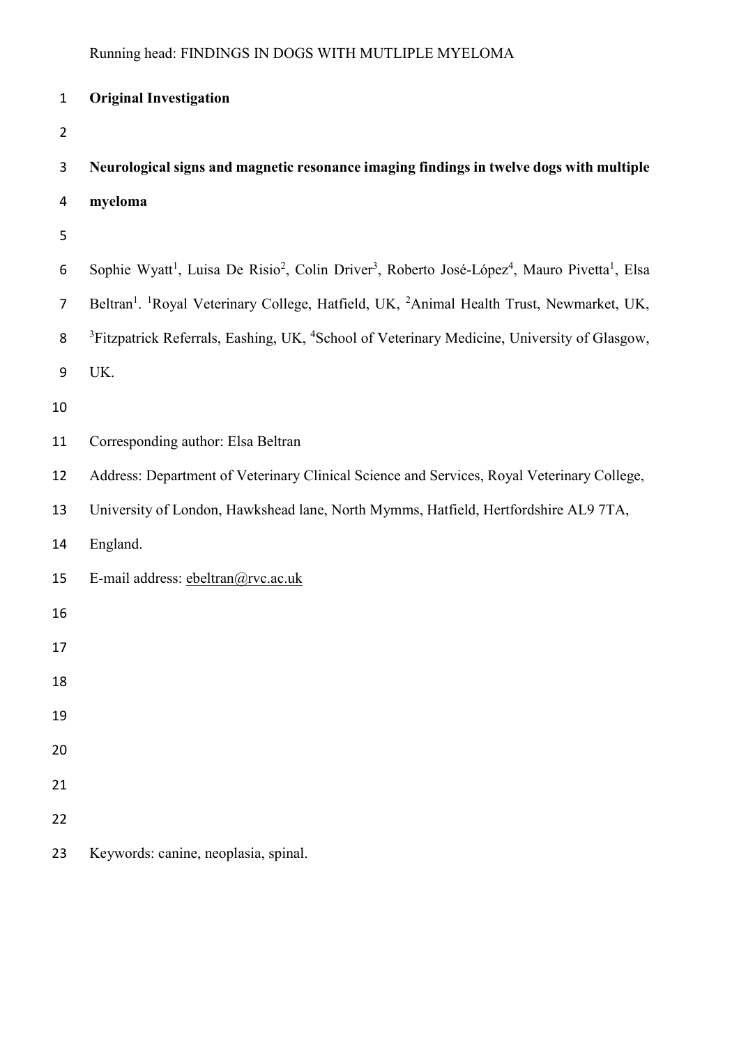**Original Investigation**

# Neurological signs and magnetic resonance imaging findings in twelve dogs with multiple myeloma

Sophie Wyatt[1], Luisa De Risio[2], Colin Driver[3], Roberto José-López[4], Mauro Pivetta[1], Elsa Beltran[1]. [1]Royal Veterinary College, Hatfield, UK, [2]Animal Health Trust, Newmarket, UK, [3]Fitzpatrick Referrals, Eashing, UK, [4]School of Veterinary Medicine, University of Glasgow, UK.

Corresponding author: Elsa Beltran

Address: Department of Veterinary Clinical Science and Services, Royal Veterinary College, University of London, Hawkshead lane, North Mymms, Hatfield, Hertfordshire AL9 7TA, England.

E-mail address: ebeltran@rvc.ac.uk

Keywords: canine, neoplasia, spinal.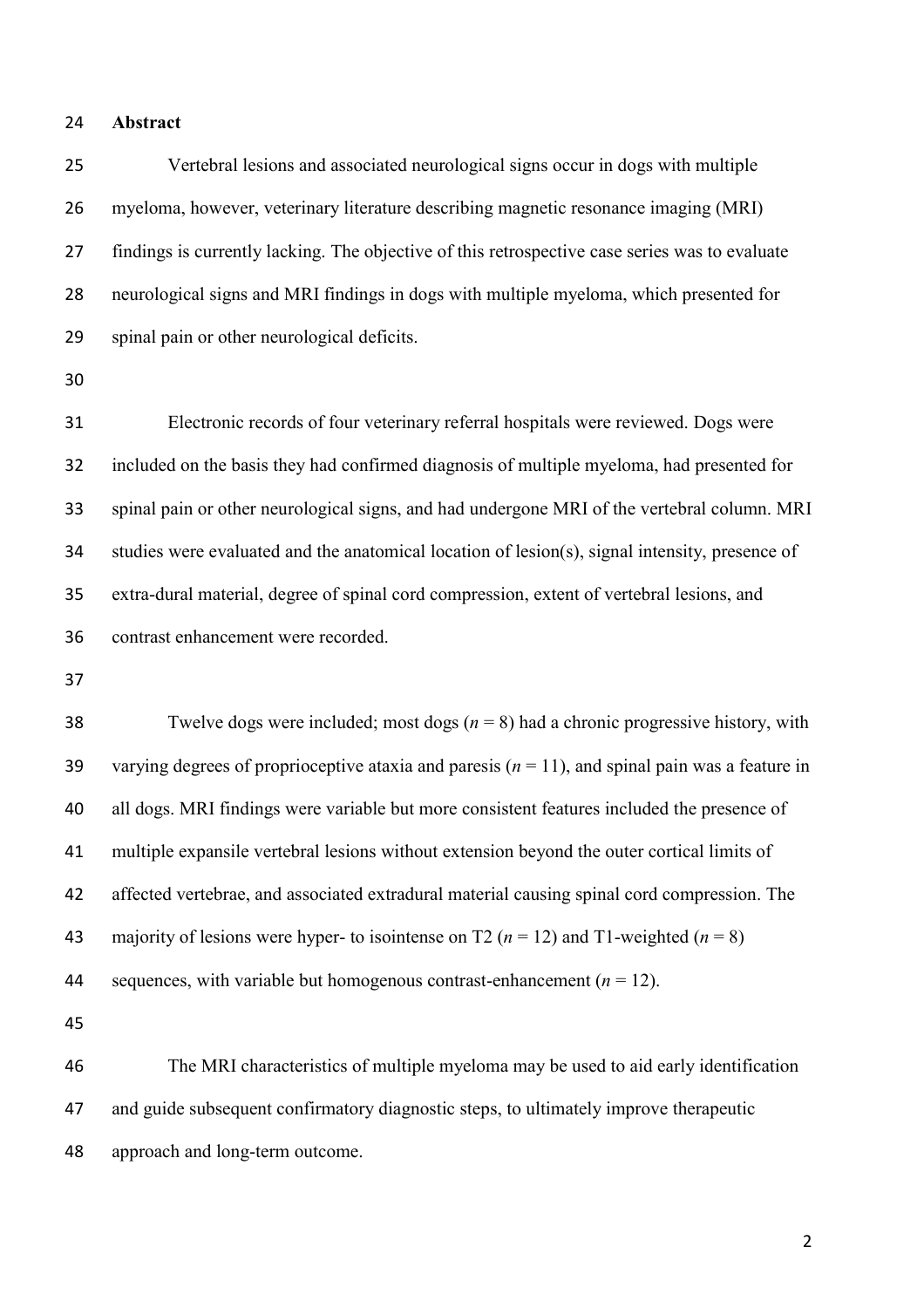**Abstract**

Vertebral lesions and associated neurological signs occur in dogs with multiple myeloma, however, veterinary literature describing magnetic resonance imaging (MRI) findings is currently lacking. The objective of this retrospective case series was to evaluate neurological signs and MRI findings in dogs with multiple myeloma, which presented for spinal pain or other neurological deficits.

Electronic records of four veterinary referral hospitals were reviewed. Dogs were included on the basis they had confirmed diagnosis of multiple myeloma, had presented for spinal pain or other neurological signs, and had undergone MRI of the vertebral column. MRI studies were evaluated and the anatomical location of lesion(s), signal intensity, presence of extra-dural material, degree of spinal cord compression, extent of vertebral lesions, and contrast enhancement were recorded.

Twelve dogs were included; most dogs ($n = 8$) had a chronic progressive history, with varying degrees of proprioceptive ataxia and paresis ($n = 11$), and spinal pain was a feature in all dogs. MRI findings were variable but more consistent features included the presence of multiple expansile vertebral lesions without extension beyond the outer cortical limits of affected vertebrae, and associated extradural material causing spinal cord compression. The majority of lesions were hyper- to isointense on T2 ($n = 12$) and T1-weighted ($n = 8$) sequences, with variable but homogenous contrast-enhancement ($n = 12$).

The MRI characteristics of multiple myeloma may be used to aid early identification and guide subsequent confirmatory diagnostic steps, to ultimately improve therapeutic approach and long-term outcome.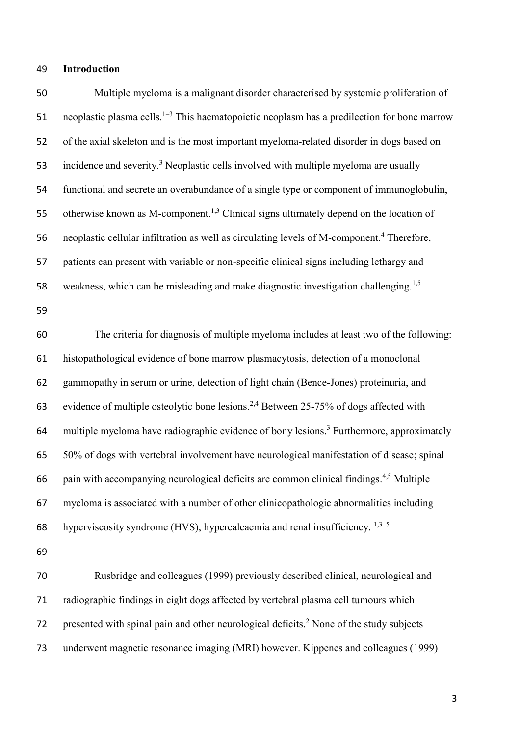## Introduction

Multiple myeloma is a malignant disorder characterised by systemic proliferation of neoplastic plasma cells.[1–3] This haematopoietic neoplasm has a predilection for bone marrow of the axial skeleton and is the most important myeloma-related disorder in dogs based on incidence and severity.[3] Neoplastic cells involved with multiple myeloma are usually functional and secrete an overabundance of a single type or component of immunoglobulin, otherwise known as M-component.[1,3] Clinical signs ultimately depend on the location of neoplastic cellular infiltration as well as circulating levels of M-component.[4] Therefore, patients can present with variable or non-specific clinical signs including lethargy and weakness, which can be misleading and make diagnostic investigation challenging.[1,5]

The criteria for diagnosis of multiple myeloma includes at least two of the following: histopathological evidence of bone marrow plasmacytosis, detection of a monoclonal gammopathy in serum or urine, detection of light chain (Bence-Jones) proteinuria, and evidence of multiple osteolytic bone lesions.[2,4] Between 25-75% of dogs affected with multiple myeloma have radiographic evidence of bony lesions.[3] Furthermore, approximately 50% of dogs with vertebral involvement have neurological manifestation of disease; spinal pain with accompanying neurological deficits are common clinical findings.[4,5] Multiple myeloma is associated with a number of other clinicopathologic abnormalities including hyperviscosity syndrome (HVS), hypercalcaemia and renal insufficiency. [1,3–5]

Rusbridge and colleagues (1999) previously described clinical, neurological and radiographic findings in eight dogs affected by vertebral plasma cell tumours which presented with spinal pain and other neurological deficits.[2] None of the study subjects underwent magnetic resonance imaging (MRI) however. Kippenes and colleagues (1999)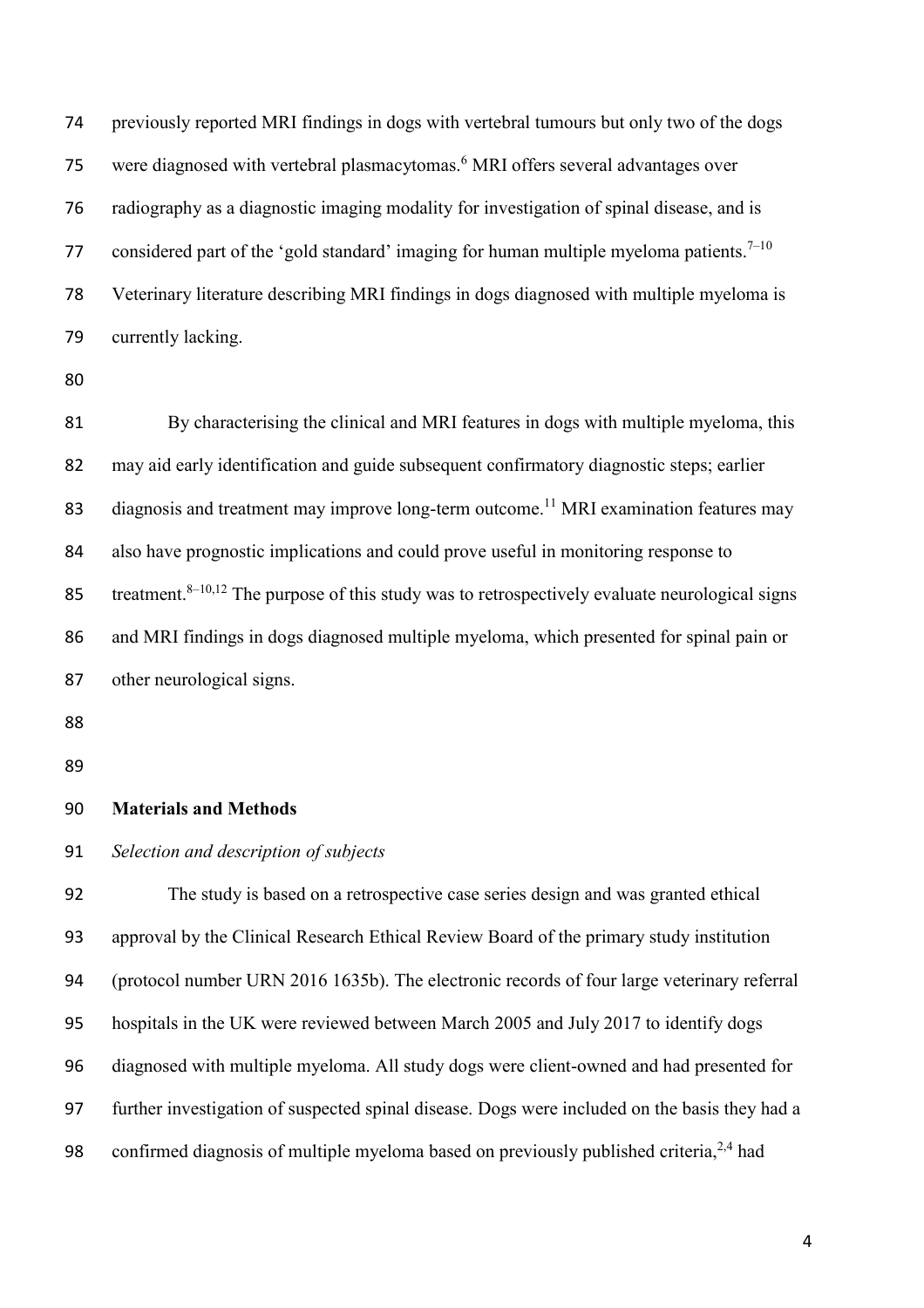previously reported MRI findings in dogs with vertebral tumours but only two of the dogs were diagnosed with vertebral plasmacytomas.[6] MRI offers several advantages over radiography as a diagnostic imaging modality for investigation of spinal disease, and is considered part of the 'gold standard' imaging for human multiple myeloma patients.[7–10] Veterinary literature describing MRI findings in dogs diagnosed with multiple myeloma is currently lacking.

By characterising the clinical and MRI features in dogs with multiple myeloma, this may aid early identification and guide subsequent confirmatory diagnostic steps; earlier diagnosis and treatment may improve long-term outcome.[11] MRI examination features may also have prognostic implications and could prove useful in monitoring response to treatment.[8–10,12] The purpose of this study was to retrospectively evaluate neurological signs and MRI findings in dogs diagnosed multiple myeloma, which presented for spinal pain or other neurological signs.

## Materials and Methods

### *Selection and description of subjects*

The study is based on a retrospective case series design and was granted ethical approval by the Clinical Research Ethical Review Board of the primary study institution (protocol number URN 2016 1635b). The electronic records of four large veterinary referral hospitals in the UK were reviewed between March 2005 and July 2017 to identify dogs diagnosed with multiple myeloma. All study dogs were client-owned and had presented for further investigation of suspected spinal disease. Dogs were included on the basis they had a confirmed diagnosis of multiple myeloma based on previously published criteria,[2,4] had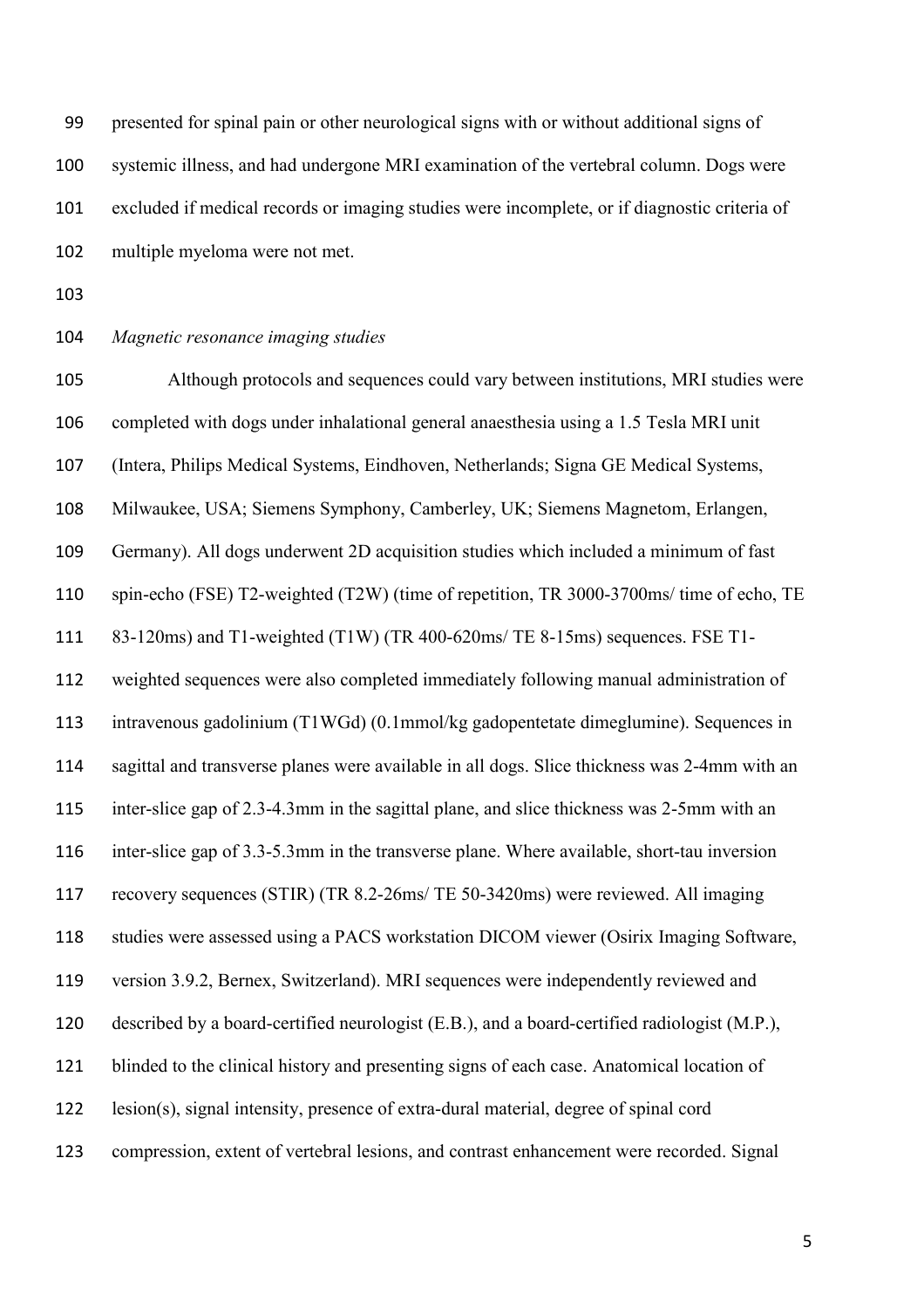presented for spinal pain or other neurological signs with or without additional signs of systemic illness, and had undergone MRI examination of the vertebral column. Dogs were excluded if medical records or imaging studies were incomplete, or if diagnostic criteria of multiple myeloma were not met.

*Magnetic resonance imaging studies*

Although protocols and sequences could vary between institutions, MRI studies were completed with dogs under inhalational general anaesthesia using a 1.5 Tesla MRI unit (Intera, Philips Medical Systems, Eindhoven, Netherlands; Signa GE Medical Systems, Milwaukee, USA; Siemens Symphony, Camberley, UK; Siemens Magnetom, Erlangen, Germany). All dogs underwent 2D acquisition studies which included a minimum of fast spin-echo (FSE) T2-weighted (T2W) (time of repetition, TR 3000-3700ms/ time of echo, TE 83-120ms) and T1-weighted (T1W) (TR 400-620ms/ TE 8-15ms) sequences. FSE T1-weighted sequences were also completed immediately following manual administration of intravenous gadolinium (T1WGd) (0.1mmol/kg gadopentetate dimeglumine). Sequences in sagittal and transverse planes were available in all dogs. Slice thickness was 2-4mm with an inter-slice gap of 2.3-4.3mm in the sagittal plane, and slice thickness was 2-5mm with an inter-slice gap of 3.3-5.3mm in the transverse plane. Where available, short-tau inversion recovery sequences (STIR) (TR 8.2-26ms/ TE 50-3420ms) were reviewed. All imaging studies were assessed using a PACS workstation DICOM viewer (Osirix Imaging Software, version 3.9.2, Bernex, Switzerland). MRI sequences were independently reviewed and described by a board-certified neurologist (E.B.), and a board-certified radiologist (M.P.), blinded to the clinical history and presenting signs of each case. Anatomical location of lesion(s), signal intensity, presence of extra-dural material, degree of spinal cord compression, extent of vertebral lesions, and contrast enhancement were recorded. Signal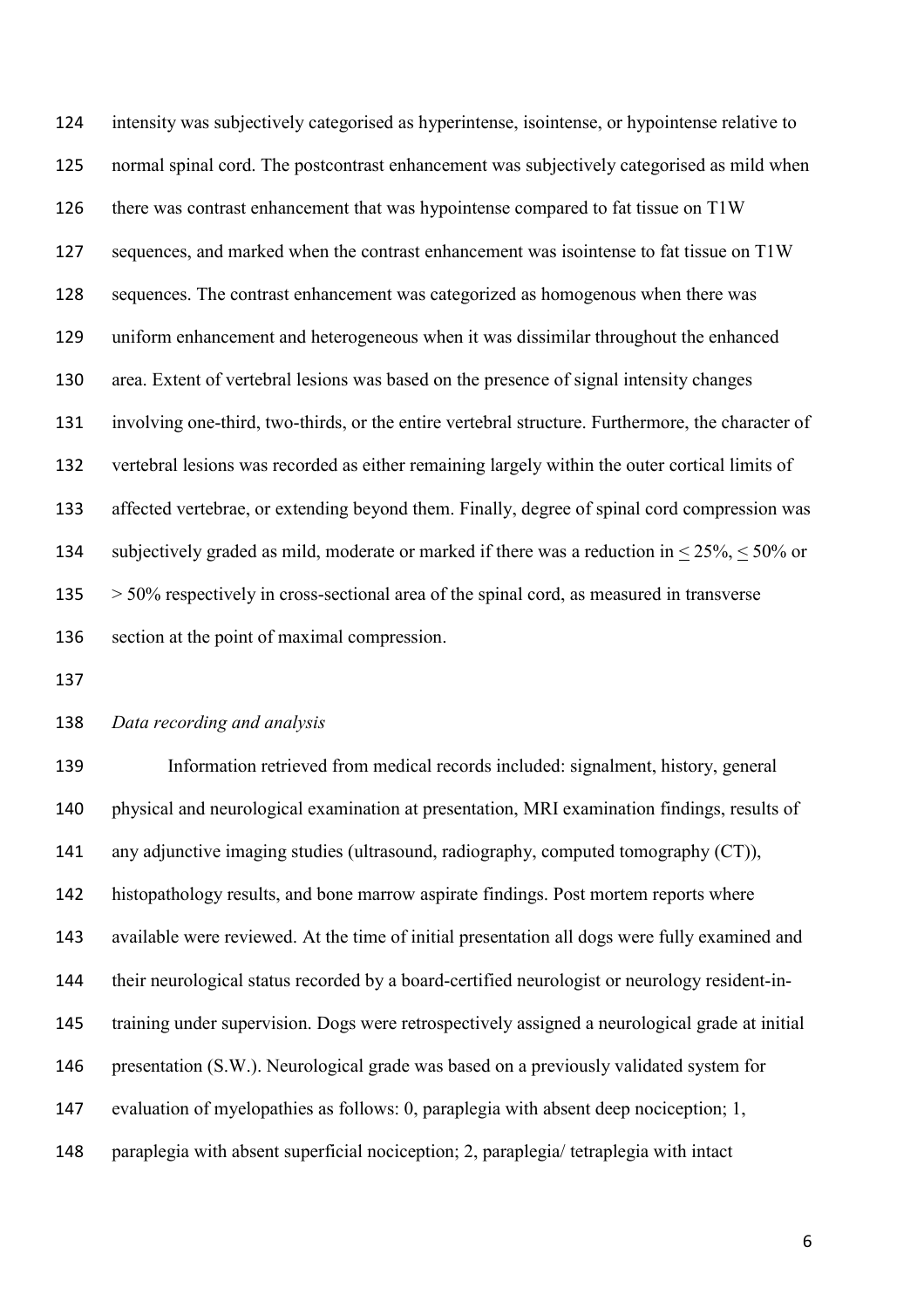intensity was subjectively categorised as hyperintense, isointense, or hypointense relative to normal spinal cord. The postcontrast enhancement was subjectively categorised as mild when there was contrast enhancement that was hypointense compared to fat tissue on T1W sequences, and marked when the contrast enhancement was isointense to fat tissue on T1W sequences. The contrast enhancement was categorized as homogenous when there was uniform enhancement and heterogeneous when it was dissimilar throughout the enhanced area. Extent of vertebral lesions was based on the presence of signal intensity changes involving one-third, two-thirds, or the entire vertebral structure. Furthermore, the character of vertebral lesions was recorded as either remaining largely within the outer cortical limits of affected vertebrae, or extending beyond them. Finally, degree of spinal cord compression was subjectively graded as mild, moderate or marked if there was a reduction in $\leq$ 25%, $\leq$ 50% or > 50% respectively in cross-sectional area of the spinal cord, as measured in transverse section at the point of maximal compression.

*Data recording and analysis*

Information retrieved from medical records included: signalment, history, general physical and neurological examination at presentation, MRI examination findings, results of any adjunctive imaging studies (ultrasound, radiography, computed tomography (CT)), histopathology results, and bone marrow aspirate findings. Post mortem reports where available were reviewed. At the time of initial presentation all dogs were fully examined and their neurological status recorded by a board-certified neurologist or neurology resident-in-training under supervision. Dogs were retrospectively assigned a neurological grade at initial presentation (S.W.). Neurological grade was based on a previously validated system for evaluation of myelopathies as follows: 0, paraplegia with absent deep nociception; 1, paraplegia with absent superficial nociception; 2, paraplegia/ tetraplegia with intact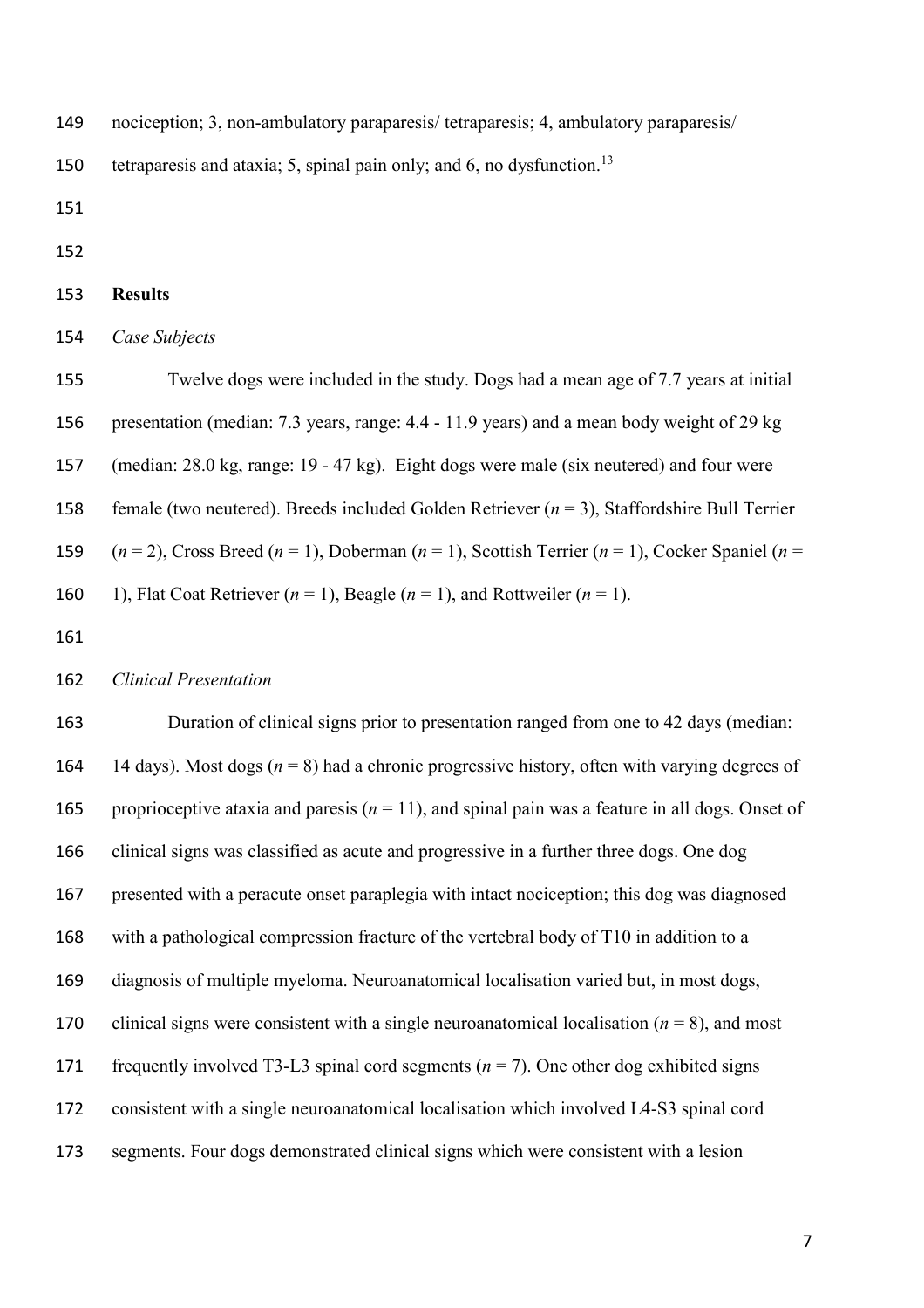nociception; 3, non-ambulatory paraparesis/ tetraparesis; 4, ambulatory paraparesis/ tetraparesis and ataxia; 5, spinal pain only; and 6, no dysfunction.[13]

## Results

### *Case Subjects*

Twelve dogs were included in the study. Dogs had a mean age of 7.7 years at initial presentation (median: 7.3 years, range: 4.4 - 11.9 years) and a mean body weight of 29 kg (median: 28.0 kg, range: 19 - 47 kg). Eight dogs were male (six neutered) and four were female (two neutered). Breeds included Golden Retriever (*n* = 3), Staffordshire Bull Terrier (*n* = 2), Cross Breed (*n* = 1), Doberman (*n* = 1), Scottish Terrier (*n* = 1), Cocker Spaniel (*n* = 1), Flat Coat Retriever (*n* = 1), Beagle (*n* = 1), and Rottweiler (*n* = 1).

### *Clinical Presentation*

Duration of clinical signs prior to presentation ranged from one to 42 days (median: 14 days). Most dogs (*n* = 8) had a chronic progressive history, often with varying degrees of proprioceptive ataxia and paresis (*n* = 11), and spinal pain was a feature in all dogs. Onset of clinical signs was classified as acute and progressive in a further three dogs. One dog presented with a peracute onset paraplegia with intact nociception; this dog was diagnosed with a pathological compression fracture of the vertebral body of T10 in addition to a diagnosis of multiple myeloma. Neuroanatomical localisation varied but, in most dogs, clinical signs were consistent with a single neuroanatomical localisation (*n* = 8), and most frequently involved T3-L3 spinal cord segments (*n* = 7). One other dog exhibited signs consistent with a single neuroanatomical localisation which involved L4-S3 spinal cord segments. Four dogs demonstrated clinical signs which were consistent with a lesion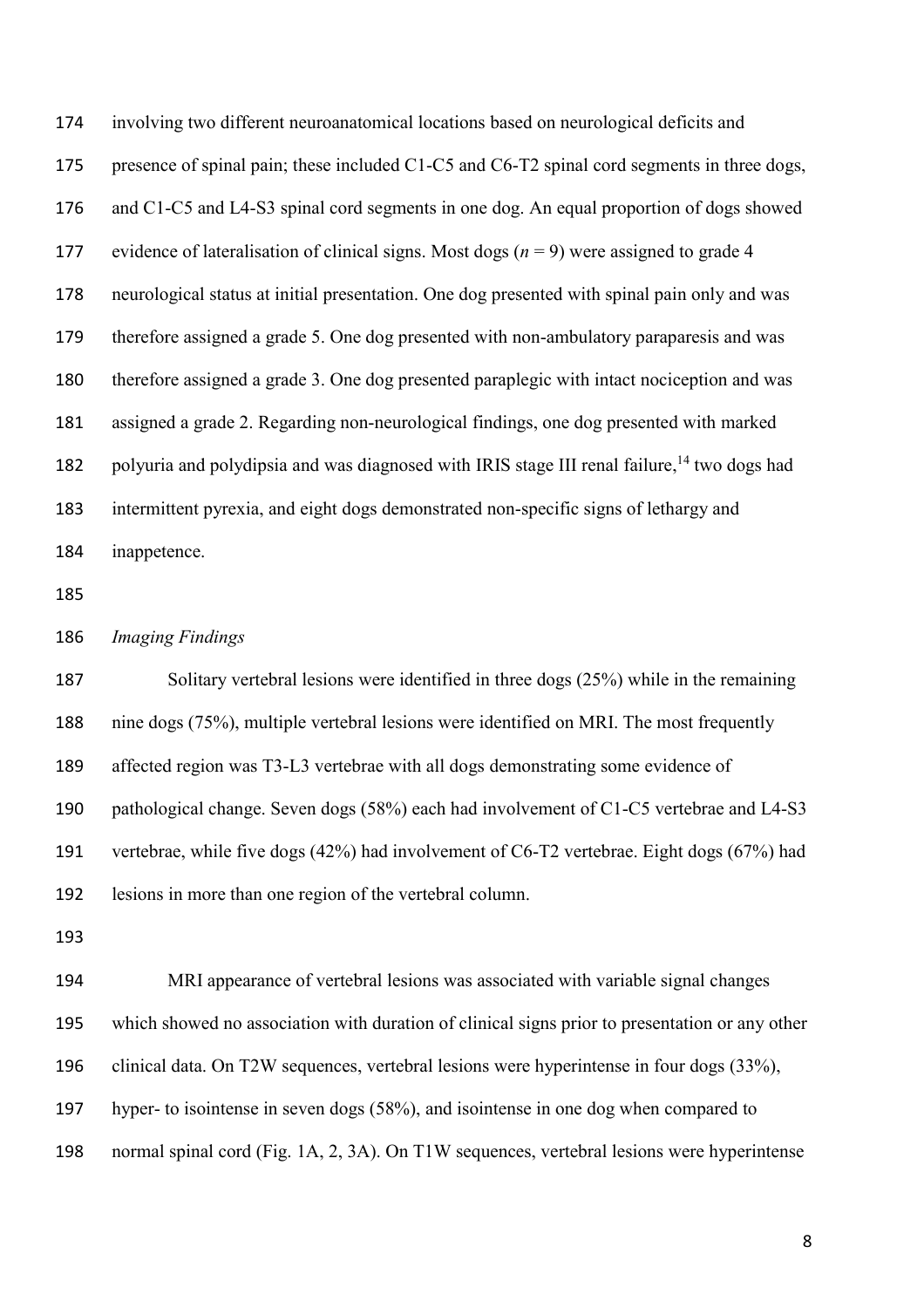involving two different neuroanatomical locations based on neurological deficits and presence of spinal pain; these included C1-C5 and C6-T2 spinal cord segments in three dogs, and C1-C5 and L4-S3 spinal cord segments in one dog. An equal proportion of dogs showed evidence of lateralisation of clinical signs. Most dogs ($n = 9$) were assigned to grade 4 neurological status at initial presentation. One dog presented with spinal pain only and was therefore assigned a grade 5. One dog presented with non-ambulatory paraparesis and was therefore assigned a grade 3. One dog presented paraplegic with intact nociception and was assigned a grade 2. Regarding non-neurological findings, one dog presented with marked polyuria and polydipsia and was diagnosed with IRIS stage III renal failure,[14] two dogs had intermittent pyrexia, and eight dogs demonstrated non-specific signs of lethargy and inappetence.

*Imaging Findings*

Solitary vertebral lesions were identified in three dogs (25%) while in the remaining nine dogs (75%), multiple vertebral lesions were identified on MRI. The most frequently affected region was T3-L3 vertebrae with all dogs demonstrating some evidence of pathological change. Seven dogs (58%) each had involvement of C1-C5 vertebrae and L4-S3 vertebrae, while five dogs (42%) had involvement of C6-T2 vertebrae. Eight dogs (67%) had lesions in more than one region of the vertebral column.

MRI appearance of vertebral lesions was associated with variable signal changes which showed no association with duration of clinical signs prior to presentation or any other clinical data. On T2W sequences, vertebral lesions were hyperintense in four dogs (33%), hyper- to isointense in seven dogs (58%), and isointense in one dog when compared to normal spinal cord (Fig. 1A, 2, 3A). On T1W sequences, vertebral lesions were hyperintense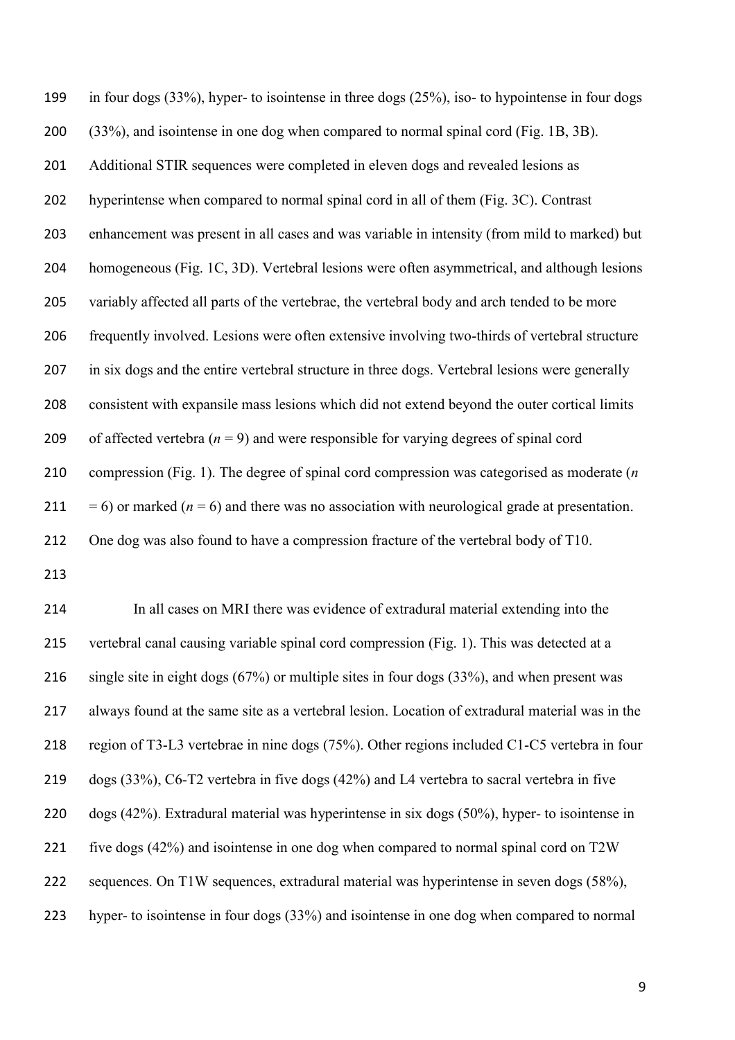in four dogs (33%), hyper- to isointense in three dogs (25%), iso- to hypointense in four dogs (33%), and isointense in one dog when compared to normal spinal cord (Fig. 1B, 3B). Additional STIR sequences were completed in eleven dogs and revealed lesions as hyperintense when compared to normal spinal cord in all of them (Fig. 3C). Contrast enhancement was present in all cases and was variable in intensity (from mild to marked) but homogeneous (Fig. 1C, 3D). Vertebral lesions were often asymmetrical, and although lesions variably affected all parts of the vertebrae, the vertebral body and arch tended to be more frequently involved. Lesions were often extensive involving two-thirds of vertebral structure in six dogs and the entire vertebral structure in three dogs. Vertebral lesions were generally consistent with expansile mass lesions which did not extend beyond the outer cortical limits of affected vertebra ($n = 9$) and were responsible for varying degrees of spinal cord compression (Fig. 1). The degree of spinal cord compression was categorised as moderate ($n = 6$) or marked ($n = 6$) and there was no association with neurological grade at presentation. One dog was also found to have a compression fracture of the vertebral body of T10.

In all cases on MRI there was evidence of extradural material extending into the vertebral canal causing variable spinal cord compression (Fig. 1). This was detected at a single site in eight dogs (67%) or multiple sites in four dogs (33%), and when present was always found at the same site as a vertebral lesion. Location of extradural material was in the region of T3-L3 vertebrae in nine dogs (75%). Other regions included C1-C5 vertebra in four dogs (33%), C6-T2 vertebra in five dogs (42%) and L4 vertebra to sacral vertebra in five dogs (42%). Extradural material was hyperintense in six dogs (50%), hyper- to isointense in five dogs (42%) and isointense in one dog when compared to normal spinal cord on T2W sequences. On T1W sequences, extradural material was hyperintense in seven dogs (58%), hyper- to isointense in four dogs (33%) and isointense in one dog when compared to normal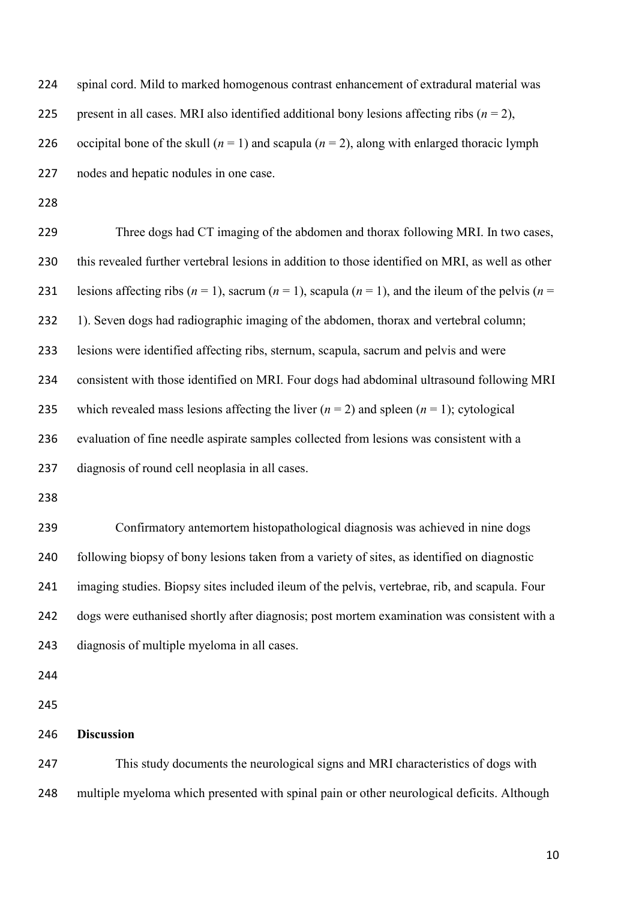spinal cord. Mild to marked homogenous contrast enhancement of extradural material was present in all cases. MRI also identified additional bony lesions affecting ribs ($n$ = 2), occipital bone of the skull ($n$ = 1) and scapula ($n$ = 2), along with enlarged thoracic lymph nodes and hepatic nodules in one case.

Three dogs had CT imaging of the abdomen and thorax following MRI. In two cases, this revealed further vertebral lesions in addition to those identified on MRI, as well as other lesions affecting ribs ($n$ = 1), sacrum ($n$ = 1), scapula ($n$ = 1), and the ileum of the pelvis ($n$ = 1). Seven dogs had radiographic imaging of the abdomen, thorax and vertebral column; lesions were identified affecting ribs, sternum, scapula, sacrum and pelvis and were consistent with those identified on MRI. Four dogs had abdominal ultrasound following MRI which revealed mass lesions affecting the liver ($n$ = 2) and spleen ($n$ = 1); cytological evaluation of fine needle aspirate samples collected from lesions was consistent with a diagnosis of round cell neoplasia in all cases.

Confirmatory antemortem histopathological diagnosis was achieved in nine dogs following biopsy of bony lesions taken from a variety of sites, as identified on diagnostic imaging studies. Biopsy sites included ileum of the pelvis, vertebrae, rib, and scapula. Four dogs were euthanised shortly after diagnosis; post mortem examination was consistent with a diagnosis of multiple myeloma in all cases.

## Discussion

This study documents the neurological signs and MRI characteristics of dogs with multiple myeloma which presented with spinal pain or other neurological deficits. Although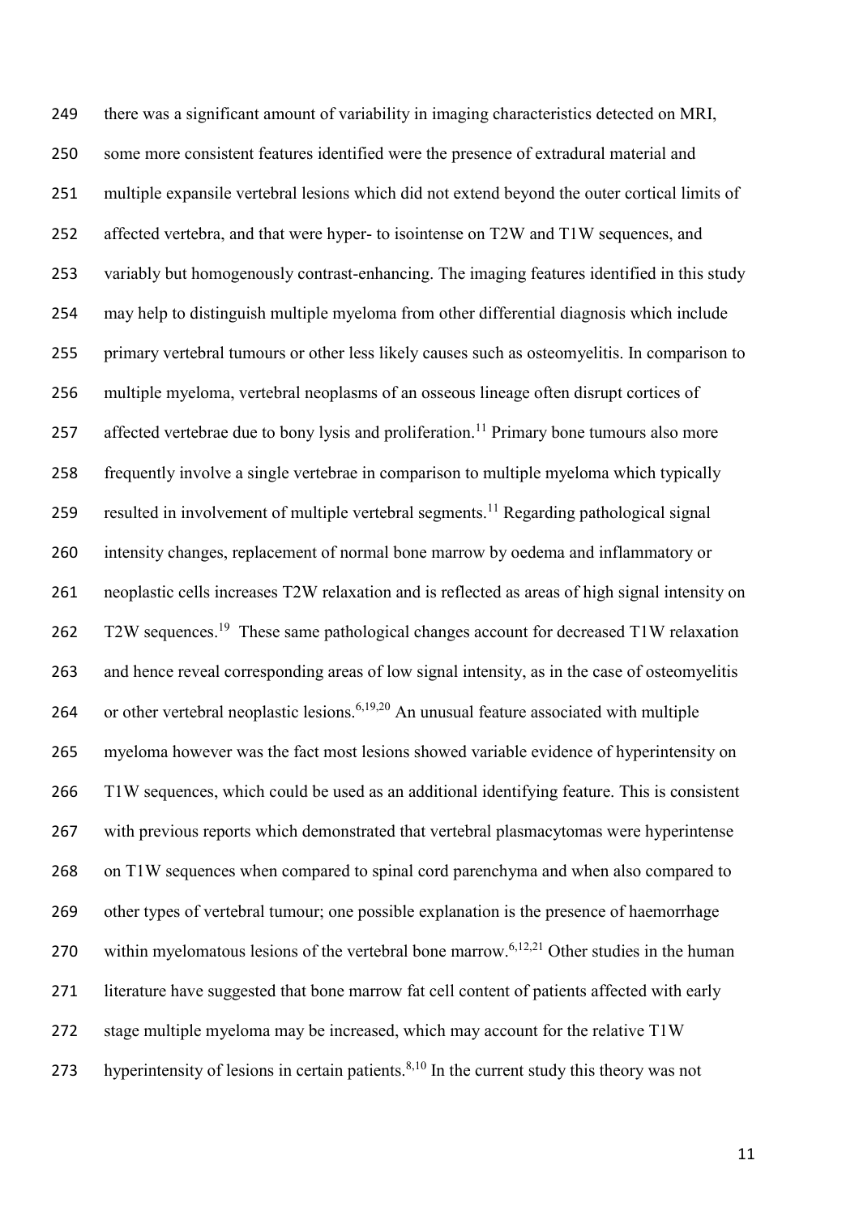there was a significant amount of variability in imaging characteristics detected on MRI, some more consistent features identified were the presence of extradural material and multiple expansile vertebral lesions which did not extend beyond the outer cortical limits of affected vertebra, and that were hyper- to isointense on T2W and T1W sequences, and variably but homogenously contrast-enhancing. The imaging features identified in this study may help to distinguish multiple myeloma from other differential diagnosis which include primary vertebral tumours or other less likely causes such as osteomyelitis. In comparison to multiple myeloma, vertebral neoplasms of an osseous lineage often disrupt cortices of affected vertebrae due to bony lysis and proliferation.[11] Primary bone tumours also more frequently involve a single vertebrae in comparison to multiple myeloma which typically resulted in involvement of multiple vertebral segments.[11] Regarding pathological signal intensity changes, replacement of normal bone marrow by oedema and inflammatory or neoplastic cells increases T2W relaxation and is reflected as areas of high signal intensity on T2W sequences.[19] These same pathological changes account for decreased T1W relaxation and hence reveal corresponding areas of low signal intensity, as in the case of osteomyelitis or other vertebral neoplastic lesions.[6,19,20] An unusual feature associated with multiple myeloma however was the fact most lesions showed variable evidence of hyperintensity on T1W sequences, which could be used as an additional identifying feature. This is consistent with previous reports which demonstrated that vertebral plasmacytomas were hyperintense on T1W sequences when compared to spinal cord parenchyma and when also compared to other types of vertebral tumour; one possible explanation is the presence of haemorrhage within myelomatous lesions of the vertebral bone marrow.[6,12,21] Other studies in the human literature have suggested that bone marrow fat cell content of patients affected with early stage multiple myeloma may be increased, which may account for the relative T1W hyperintensity of lesions in certain patients.[8,10] In the current study this theory was not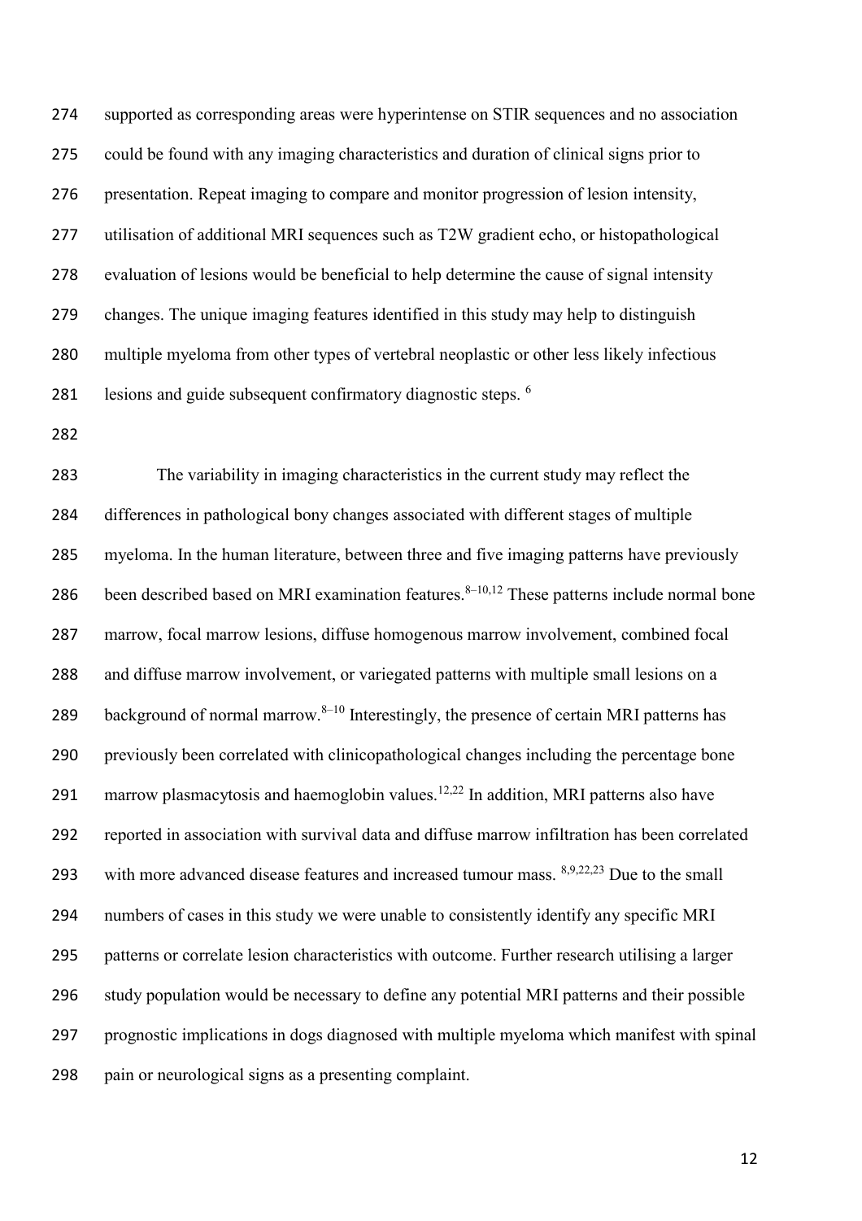supported as corresponding areas were hyperintense on STIR sequences and no association could be found with any imaging characteristics and duration of clinical signs prior to presentation. Repeat imaging to compare and monitor progression of lesion intensity, utilisation of additional MRI sequences such as T2W gradient echo, or histopathological evaluation of lesions would be beneficial to help determine the cause of signal intensity changes. The unique imaging features identified in this study may help to distinguish multiple myeloma from other types of vertebral neoplastic or other less likely infectious lesions and guide subsequent confirmatory diagnostic steps. [6]

The variability in imaging characteristics in the current study may reflect the differences in pathological bony changes associated with different stages of multiple myeloma. In the human literature, between three and five imaging patterns have previously been described based on MRI examination features.[8–10,12] These patterns include normal bone marrow, focal marrow lesions, diffuse homogenous marrow involvement, combined focal and diffuse marrow involvement, or variegated patterns with multiple small lesions on a background of normal marrow.[8–10] Interestingly, the presence of certain MRI patterns has previously been correlated with clinicopathological changes including the percentage bone marrow plasmacytosis and haemoglobin values.[12,22] In addition, MRI patterns also have reported in association with survival data and diffuse marrow infiltration has been correlated with more advanced disease features and increased tumour mass. [8,9,22,23] Due to the small numbers of cases in this study we were unable to consistently identify any specific MRI patterns or correlate lesion characteristics with outcome. Further research utilising a larger study population would be necessary to define any potential MRI patterns and their possible prognostic implications in dogs diagnosed with multiple myeloma which manifest with spinal pain or neurological signs as a presenting complaint.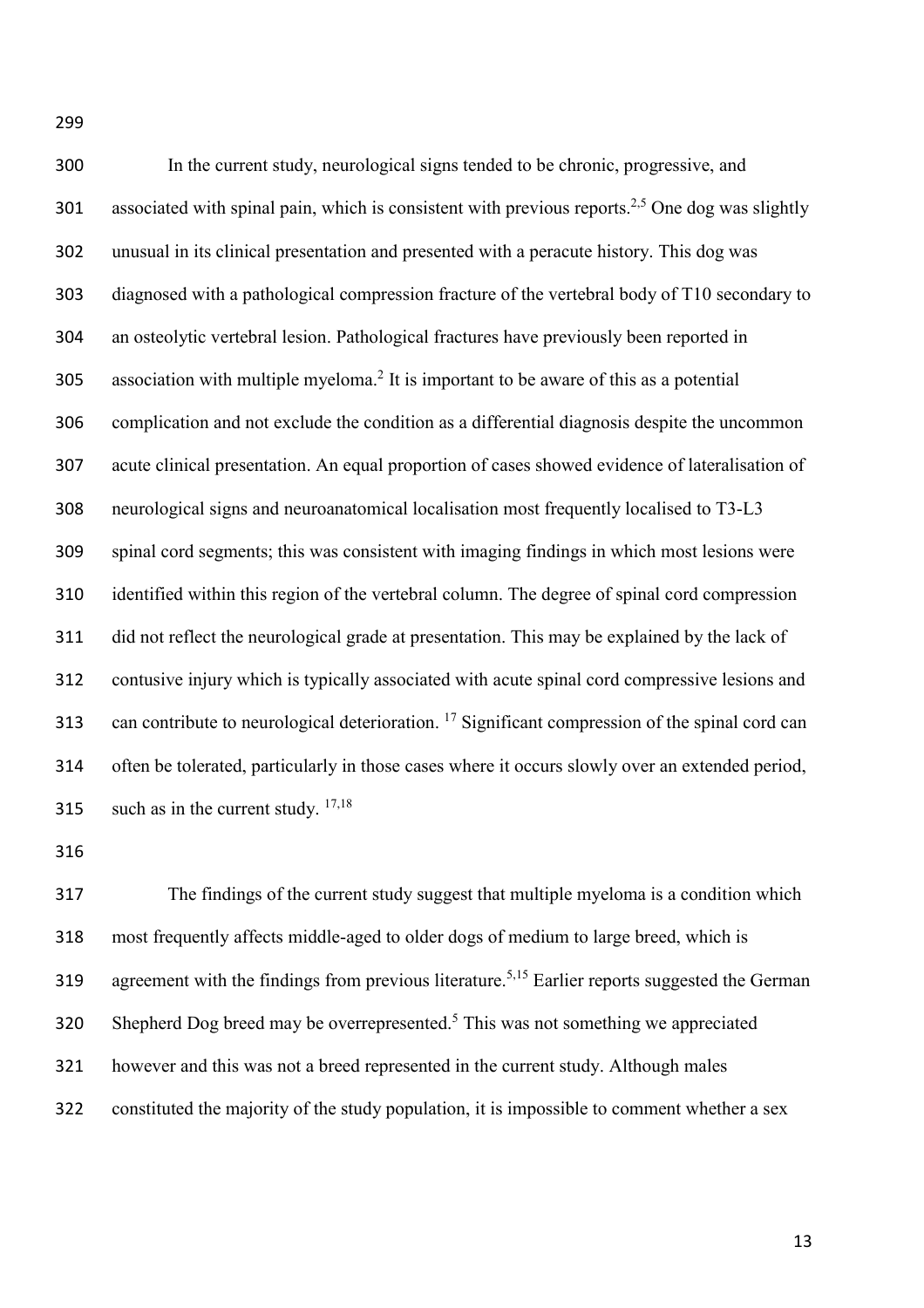In the current study, neurological signs tended to be chronic, progressive, and associated with spinal pain, which is consistent with previous reports.[2,5] One dog was slightly unusual in its clinical presentation and presented with a peracute history. This dog was diagnosed with a pathological compression fracture of the vertebral body of T10 secondary to an osteolytic vertebral lesion. Pathological fractures have previously been reported in association with multiple myeloma.[2] It is important to be aware of this as a potential complication and not exclude the condition as a differential diagnosis despite the uncommon acute clinical presentation. An equal proportion of cases showed evidence of lateralisation of neurological signs and neuroanatomical localisation most frequently localised to T3-L3 spinal cord segments; this was consistent with imaging findings in which most lesions were identified within this region of the vertebral column. The degree of spinal cord compression did not reflect the neurological grade at presentation. This may be explained by the lack of contusive injury which is typically associated with acute spinal cord compressive lesions and can contribute to neurological deterioration. [17] Significant compression of the spinal cord can often be tolerated, particularly in those cases where it occurs slowly over an extended period, such as in the current study. [17,18]

The findings of the current study suggest that multiple myeloma is a condition which most frequently affects middle-aged to older dogs of medium to large breed, which is agreement with the findings from previous literature.[5,15] Earlier reports suggested the German Shepherd Dog breed may be overrepresented.[5] This was not something we appreciated however and this was not a breed represented in the current study. Although males constituted the majority of the study population, it is impossible to comment whether a sex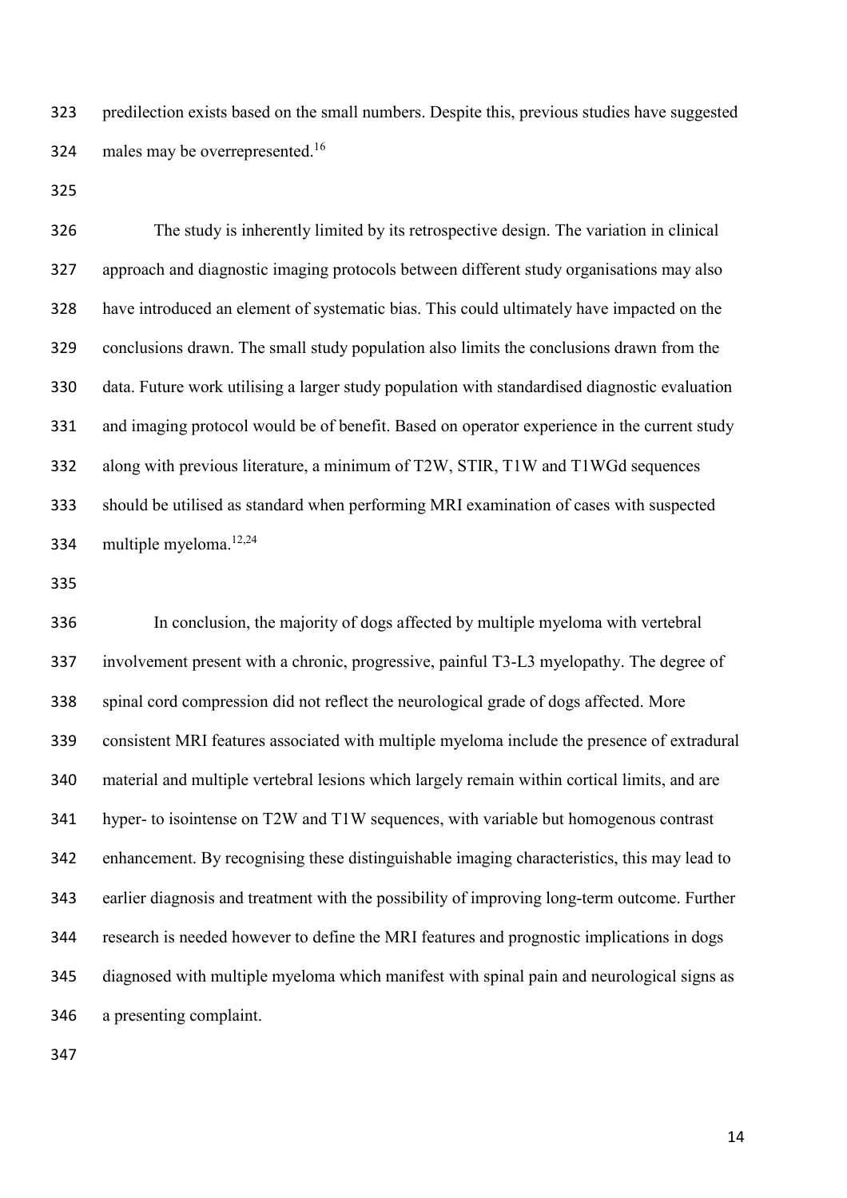predilection exists based on the small numbers. Despite this, previous studies have suggested males may be overrepresented.[16]

The study is inherently limited by its retrospective design. The variation in clinical approach and diagnostic imaging protocols between different study organisations may also have introduced an element of systematic bias. This could ultimately have impacted on the conclusions drawn. The small study population also limits the conclusions drawn from the data. Future work utilising a larger study population with standardised diagnostic evaluation and imaging protocol would be of benefit. Based on operator experience in the current study along with previous literature, a minimum of T2W, STIR, T1W and T1WGd sequences should be utilised as standard when performing MRI examination of cases with suspected multiple myeloma.[12,24]

In conclusion, the majority of dogs affected by multiple myeloma with vertebral involvement present with a chronic, progressive, painful T3-L3 myelopathy. The degree of spinal cord compression did not reflect the neurological grade of dogs affected. More consistent MRI features associated with multiple myeloma include the presence of extradural material and multiple vertebral lesions which largely remain within cortical limits, and are hyper- to isointense on T2W and T1W sequences, with variable but homogenous contrast enhancement. By recognising these distinguishable imaging characteristics, this may lead to earlier diagnosis and treatment with the possibility of improving long-term outcome. Further research is needed however to define the MRI features and prognostic implications in dogs diagnosed with multiple myeloma which manifest with spinal pain and neurological signs as a presenting complaint.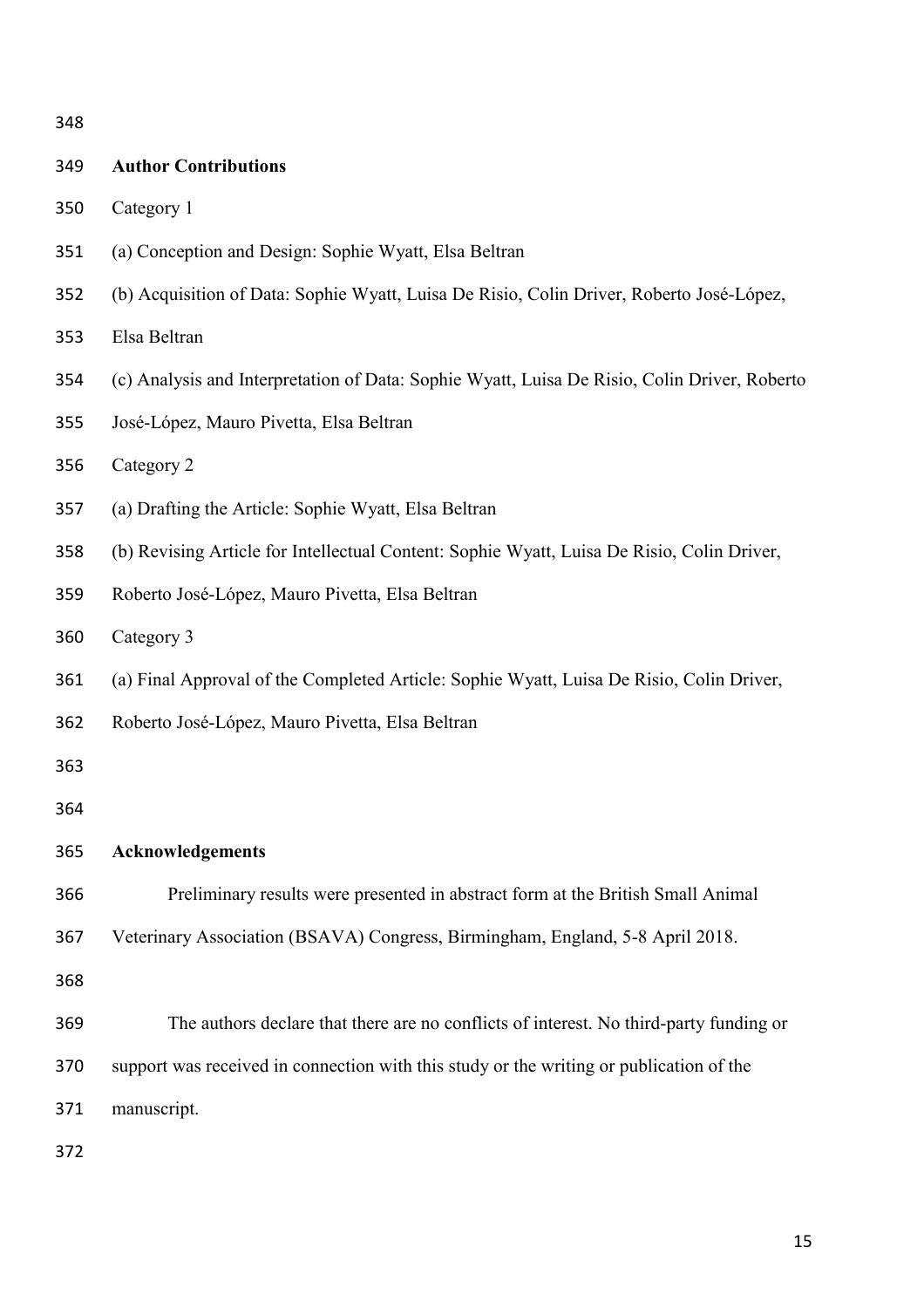## Author Contributions

Category 1

(a) Conception and Design: Sophie Wyatt, Elsa Beltran

(b) Acquisition of Data: Sophie Wyatt, Luisa De Risio, Colin Driver, Roberto José-López, Elsa Beltran

(c) Analysis and Interpretation of Data: Sophie Wyatt, Luisa De Risio, Colin Driver, Roberto José-López, Mauro Pivetta, Elsa Beltran

Category 2

(a) Drafting the Article: Sophie Wyatt, Elsa Beltran

(b) Revising Article for Intellectual Content: Sophie Wyatt, Luisa De Risio, Colin Driver, Roberto José-López, Mauro Pivetta, Elsa Beltran

Category 3

(a) Final Approval of the Completed Article: Sophie Wyatt, Luisa De Risio, Colin Driver, Roberto José-López, Mauro Pivetta, Elsa Beltran

## Acknowledgements

Preliminary results were presented in abstract form at the British Small Animal Veterinary Association (BSAVA) Congress, Birmingham, England, 5-8 April 2018.

The authors declare that there are no conflicts of interest. No third-party funding or support was received in connection with this study or the writing or publication of the manuscript.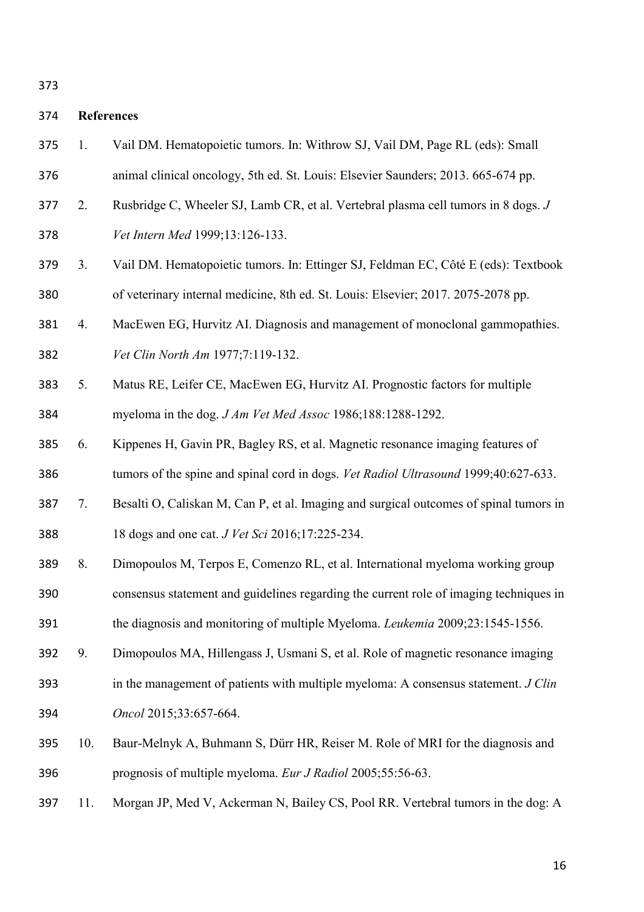## References

1. Vail DM. Hematopoietic tumors. In: Withrow SJ, Vail DM, Page RL (eds): Small animal clinical oncology, 5th ed. St. Louis: Elsevier Saunders; 2013. 665-674 pp.
2. Rusbridge C, Wheeler SJ, Lamb CR, et al. Vertebral plasma cell tumors in 8 dogs. *J Vet Intern Med* 1999;13:126-133.
3. Vail DM. Hematopoietic tumors. In: Ettinger SJ, Feldman EC, Côté E (eds): Textbook of veterinary internal medicine, 8th ed. St. Louis: Elsevier; 2017. 2075-2078 pp.
4. MacEwen EG, Hurvitz AI. Diagnosis and management of monoclonal gammopathies. *Vet Clin North Am* 1977;7:119-132.
5. Matus RE, Leifer CE, MacEwen EG, Hurvitz AI. Prognostic factors for multiple myeloma in the dog. *J Am Vet Med Assoc* 1986;188:1288-1292.
6. Kippenes H, Gavin PR, Bagley RS, et al. Magnetic resonance imaging features of tumors of the spine and spinal cord in dogs. *Vet Radiol Ultrasound* 1999;40:627-633.
7. Besalti O, Caliskan M, Can P, et al. Imaging and surgical outcomes of spinal tumors in 18 dogs and one cat. *J Vet Sci* 2016;17:225-234.
8. Dimopoulos M, Terpos E, Comenzo RL, et al. International myeloma working group consensus statement and guidelines regarding the current role of imaging techniques in the diagnosis and monitoring of multiple Myeloma. *Leukemia* 2009;23:1545-1556.
9. Dimopoulos MA, Hillengass J, Usmani S, et al. Role of magnetic resonance imaging in the management of patients with multiple myeloma: A consensus statement. *J Clin Oncol* 2015;33:657-664.
10. Baur-Melnyk A, Buhmann S, Dürr HR, Reiser M. Role of MRI for the diagnosis and prognosis of multiple myeloma. *Eur J Radiol* 2005;55:56-63.
11. Morgan JP, Med V, Ackerman N, Bailey CS, Pool RR. Vertebral tumors in the dog: A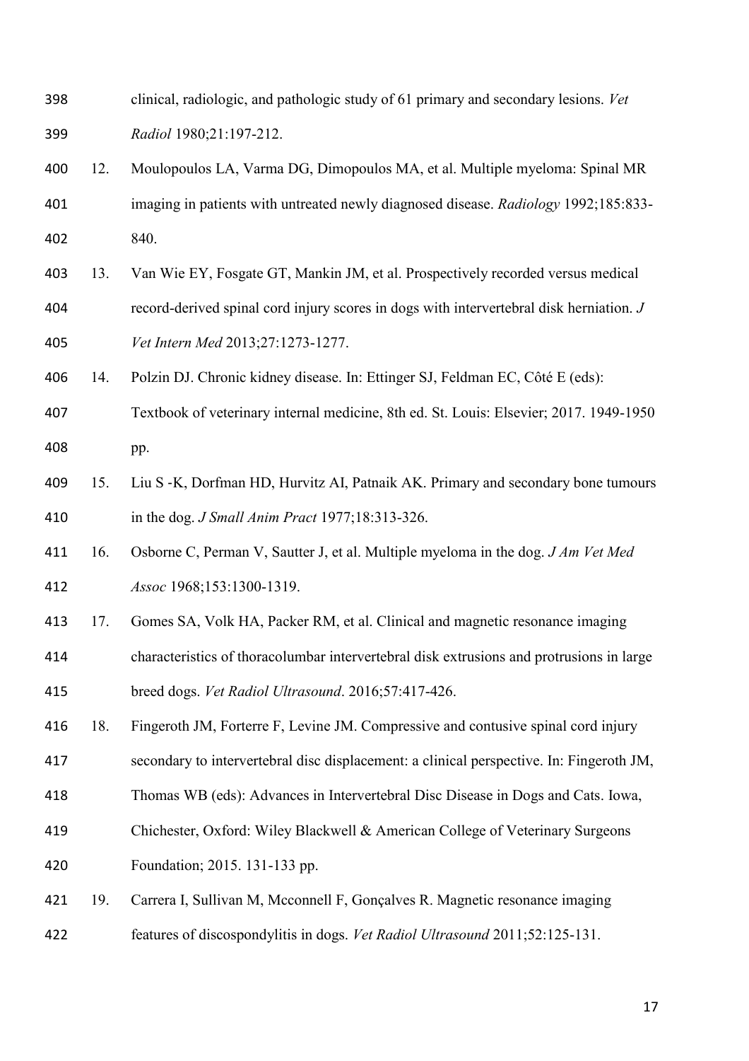clinical, radiologic, and pathologic study of 61 primary and secondary lesions. *Vet Radiol* 1980;21:197-212.

12. Moulopoulos LA, Varma DG, Dimopoulos MA, et al. Multiple myeloma: Spinal MR imaging in patients with untreated newly diagnosed disease. *Radiology* 1992;185:833-840.
13. Van Wie EY, Fosgate GT, Mankin JM, et al. Prospectively recorded versus medical record-derived spinal cord injury scores in dogs with intervertebral disk herniation. *J Vet Intern Med* 2013;27:1273-1277.
14. Polzin DJ. Chronic kidney disease. In: Ettinger SJ, Feldman EC, Côté E (eds): Textbook of veterinary internal medicine, 8th ed. St. Louis: Elsevier; 2017. 1949-1950 pp.
15. Liu S -K, Dorfman HD, Hurvitz AI, Patnaik AK. Primary and secondary bone tumours in the dog. *J Small Anim Pract* 1977;18:313-326.
16. Osborne C, Perman V, Sautter J, et al. Multiple myeloma in the dog. *J Am Vet Med Assoc* 1968;153:1300-1319.
17. Gomes SA, Volk HA, Packer RM, et al. Clinical and magnetic resonance imaging characteristics of thoracolumbar intervertebral disk extrusions and protrusions in large breed dogs. *Vet Radiol Ultrasound*. 2016;57:417-426.
18. Fingeroth JM, Forterre F, Levine JM. Compressive and contusive spinal cord injury secondary to intervertebral disc displacement: a clinical perspective. In: Fingeroth JM, Thomas WB (eds): Advances in Intervertebral Disc Disease in Dogs and Cats. Iowa, Chichester, Oxford: Wiley Blackwell & American College of Veterinary Surgeons Foundation; 2015. 131-133 pp.
19. Carrera I, Sullivan M, Mcconnell F, Gonçalves R. Magnetic resonance imaging features of discospondylitis in dogs. *Vet Radiol Ultrasound* 2011;52:125-131.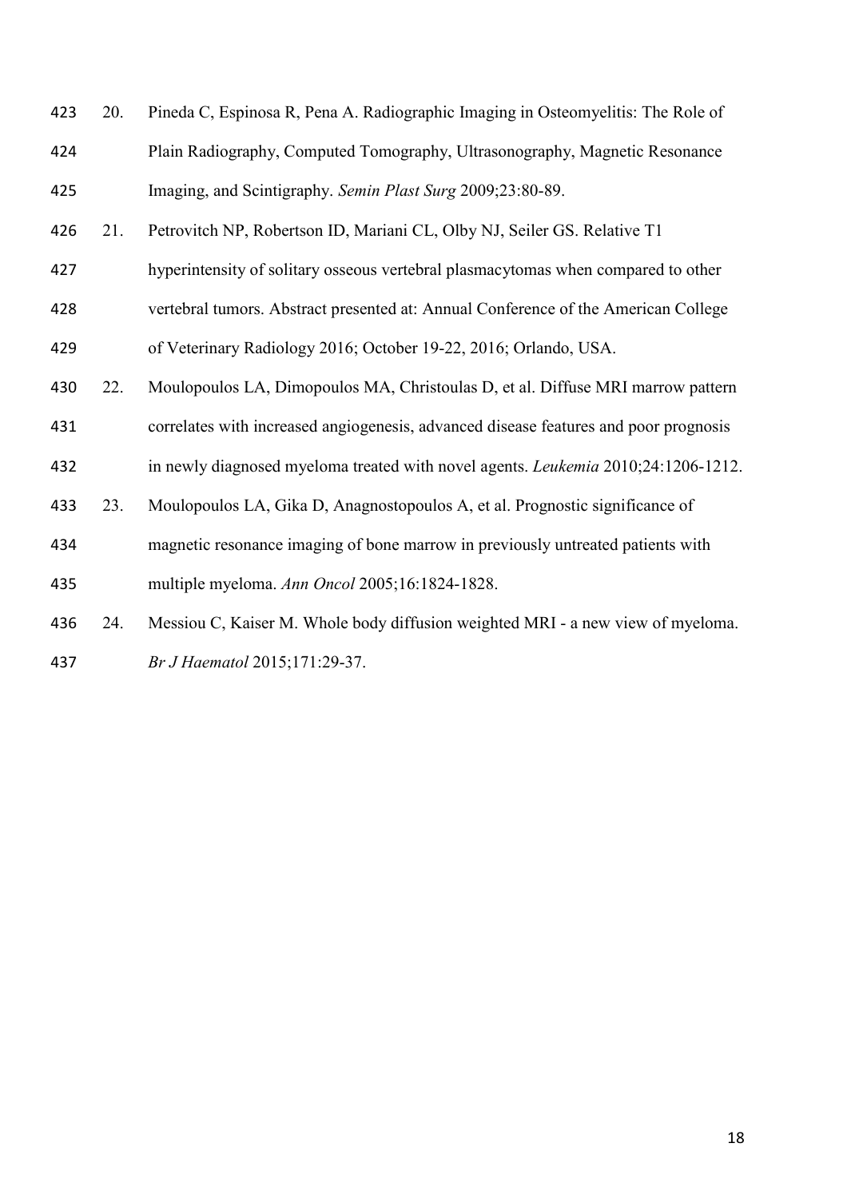20. Pineda C, Espinosa R, Pena A. Radiographic Imaging in Osteomyelitis: The Role of Plain Radiography, Computed Tomography, Ultrasonography, Magnetic Resonance Imaging, and Scintigraphy. *Semin Plast Surg* 2009;23:80-89.
21. Petrovitch NP, Robertson ID, Mariani CL, Olby NJ, Seiler GS. Relative T1 hyperintensity of solitary osseous vertebral plasmacytomas when compared to other vertebral tumors. Abstract presented at: Annual Conference of the American College of Veterinary Radiology 2016; October 19-22, 2016; Orlando, USA.
22. Moulopoulos LA, Dimopoulos MA, Christoulas D, et al. Diffuse MRI marrow pattern correlates with increased angiogenesis, advanced disease features and poor prognosis in newly diagnosed myeloma treated with novel agents. *Leukemia* 2010;24:1206-1212.
23. Moulopoulos LA, Gika D, Anagnostopoulos A, et al. Prognostic significance of magnetic resonance imaging of bone marrow in previously untreated patients with multiple myeloma. *Ann Oncol* 2005;16:1824-1828.
24. Messiou C, Kaiser M. Whole body diffusion weighted MRI - a new view of myeloma. *Br J Haematol* 2015;171:29-37.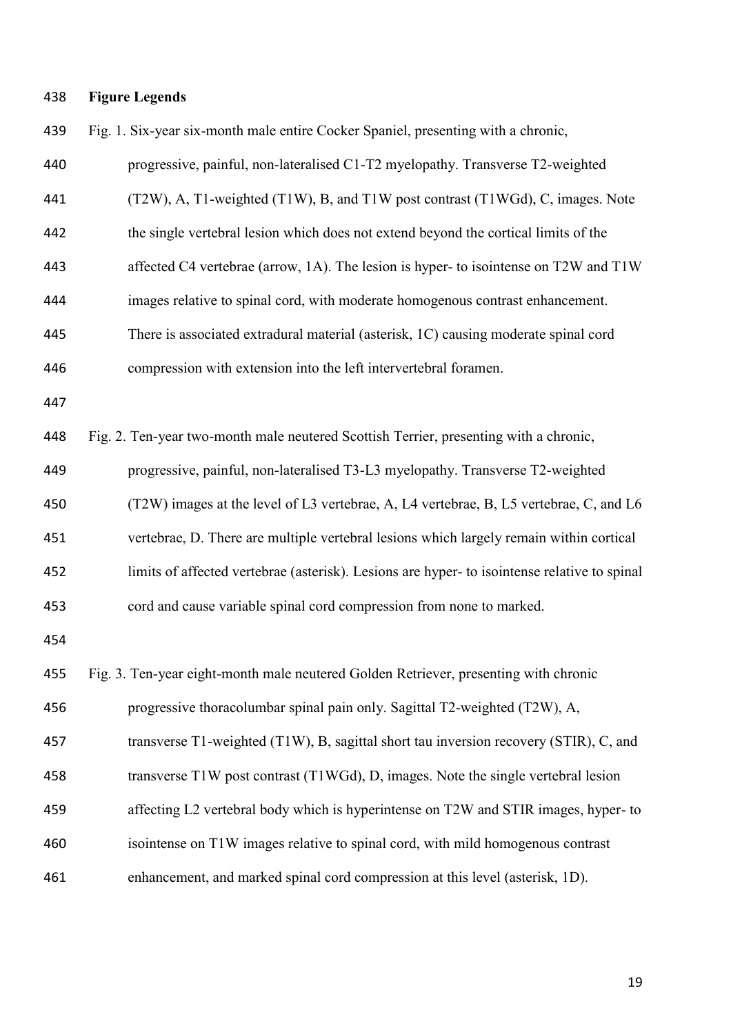## Figure Legends

Fig. 1. Six-year six-month male entire Cocker Spaniel, presenting with a chronic, progressive, painful, non-lateralised C1-T2 myelopathy. Transverse T2-weighted (T2W), A, T1-weighted (T1W), B, and T1W post contrast (T1WGd), C, images. Note the single vertebral lesion which does not extend beyond the cortical limits of the affected C4 vertebrae (arrow, 1A). The lesion is hyper- to isointense on T2W and T1W images relative to spinal cord, with moderate homogenous contrast enhancement. There is associated extradural material (asterisk, 1C) causing moderate spinal cord compression with extension into the left intervertebral foramen.

Fig. 2. Ten-year two-month male neutered Scottish Terrier, presenting with a chronic, progressive, painful, non-lateralised T3-L3 myelopathy. Transverse T2-weighted (T2W) images at the level of L3 vertebrae, A, L4 vertebrae, B, L5 vertebrae, C, and L6 vertebrae, D. There are multiple vertebral lesions which largely remain within cortical limits of affected vertebrae (asterisk). Lesions are hyper- to isointense relative to spinal cord and cause variable spinal cord compression from none to marked.

Fig. 3. Ten-year eight-month male neutered Golden Retriever, presenting with chronic progressive thoracolumbar spinal pain only. Sagittal T2-weighted (T2W), A, transverse T1-weighted (T1W), B, sagittal short tau inversion recovery (STIR), C, and transverse T1W post contrast (T1WGd), D, images. Note the single vertebral lesion affecting L2 vertebral body which is hyperintense on T2W and STIR images, hyper- to isointense on T1W images relative to spinal cord, with mild homogenous contrast enhancement, and marked spinal cord compression at this level (asterisk, 1D).